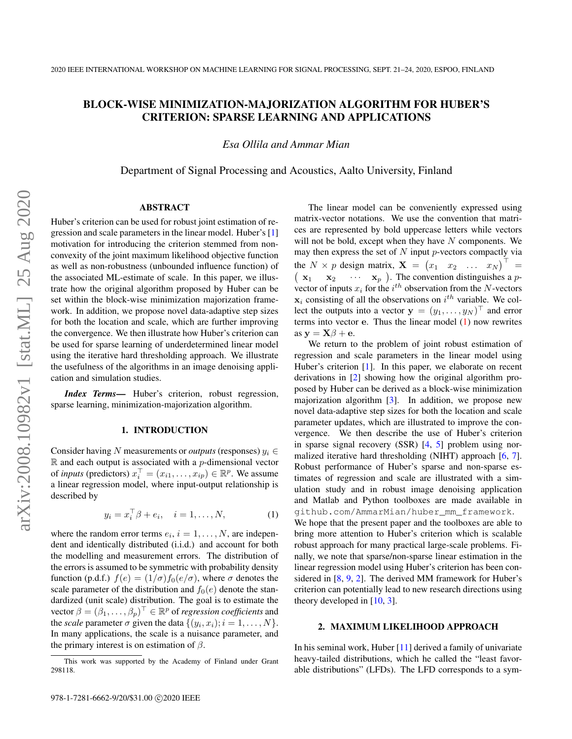# BLOCK-WISE MINIMIZATION-MAJORIZATION ALGORITHM FOR HUBER'S CRITERION: SPARSE LEARNING AND APPLICATIONS

*Esa Ollila and Ammar Mian*

Department of Signal Processing and Acoustics, Aalto University, Finland

## ABSTRACT

Huber's criterion can be used for robust joint estimation of regression and scale parameters in the linear model. Huber's [1] motivation for introducing the criterion stemmed from non-convexity of the joint maximum likelihood objective function as well as non-robustness (unbounded influence function) of the associated ML-estimate of scale. In this paper, we illustrate how the original algorithm proposed by Huber can be set within the block-wise minimization majorization framework. In addition, we propose novel data-adaptive step sizes for both the location and scale, which are further improving the convergence. We then illustrate how Huber's criterion can be used for sparse learning of underdetermined linear model using the iterative hard thresholding approach. We illustrate the usefulness of the algorithms in an image denoising application and simulation studies.

***Index Terms*—** Huber's criterion, robust regression, sparse learning, minimization-majorization algorithm.

## 1. INTRODUCTION

Consider having $N$ measurements or *outputs* (responses) $y_i \in \mathbb{R}$ and each output is associated with a $p$-dimensional vector of *inputs* (predictors) $x_i^\top = (x_{i1}, \ldots, x_{ip}) \in \mathbb{R}^p$. We assume a linear regression model, where input-output relationship is described by

$$y_i = x_i^\top \beta + e_i, \quad i = 1, \ldots, N, \tag{1}$$

where the random error terms $e_i$, $i = 1, \ldots, N$, are independent and identically distributed (i.i.d.) and account for both the modelling and measurement errors. The distribution of the errors is assumed to be symmetric with probability density function (p.d.f.) $f(e) = (1/\sigma) f_0(e/\sigma)$, where $\sigma$ denotes the scale parameter of the distribution and $f_0(e)$ denote the standardized (unit scale) distribution. The goal is to estimate the vector $\beta = (\beta_1, \ldots, \beta_p)^\top \in \mathbb{R}^p$ of *regression coefficients* and the *scale* parameter $\sigma$ given the data $\{(y_i, x_i); i = 1, \ldots, N\}$. In many applications, the scale is a nuisance parameter, and the primary interest is on estimation of $\beta$.

The linear model can be conveniently expressed using matrix-vector notations. We use the convention that matrices are represented by bold uppercase letters while vectors will not be bold, except when they have $N$ components. We may then express the set of $N$ input $p$-vectors compactly via the $N \times p$ design matrix, $\mathbf{X} = \begin{pmatrix} x_1 & x_2 & \ldots & x_N \end{pmatrix}^\top = \begin{pmatrix} \mathbf{x}_1 & \mathbf{x}_2 & \cdots & \mathbf{x}_p \end{pmatrix}$. The convention distinguishes a $p$-vector of inputs $x_i$ for the $i^{th}$ observation from the $N$-vectors $\mathbf{x}_i$ consisting of all the observations on $i^{th}$ variable. We collect the outputs into a vector $\mathbf{y} = (y_1, \ldots, y_N)^\top$ and error terms into vector $\mathbf{e}$. Thus the linear model (1) now rewrites as $\mathbf{y} = \mathbf{X}\beta + \mathbf{e}$.

We return to the problem of joint robust estimation of regression and scale parameters in the linear model using Huber's criterion [1]. In this paper, we elaborate on recent derivations in [2] showing how the original algorithm proposed by Huber can be derived as a block-wise minimization majorization algorithm [3]. In addition, we propose new novel data-adaptive step sizes for both the location and scale parameter updates, which are illustrated to improve the convergence. We then describe the use of Huber's criterion in sparse signal recovery (SSR) [4, 5] problem using normalized iterative hard thresholding (NIHT) approach [6, 7]. Robust performance of Huber's sparse and non-sparse estimates of regression and scale are illustrated with a simulation study and in robust image denoising application and Matlab and Python toolboxes are made available in `github.com/AmmarMian/huber_mm_framework`. We hope that the present paper and the toolboxes are able to bring more attention to Huber's criterion which is scalable robust approach for many practical large-scale problems. Finally, we note that sparse/non-sparse linear estimation in the linear regression model using Huber's criterion has been considered in [8, 9, 2]. The derived MM framework for Huber's criterion can potentially lead to new research directions using theory developed in [10, 3].

## 2. MAXIMUM LIKELIHOOD APPROACH

In his seminal work, Huber [11] derived a family of univariate heavy-tailed distributions, which he called the "least favorable distributions" (LFDs). The LFD corresponds to a sym-

This work was supported by the Academy of Finland under Grant 298118.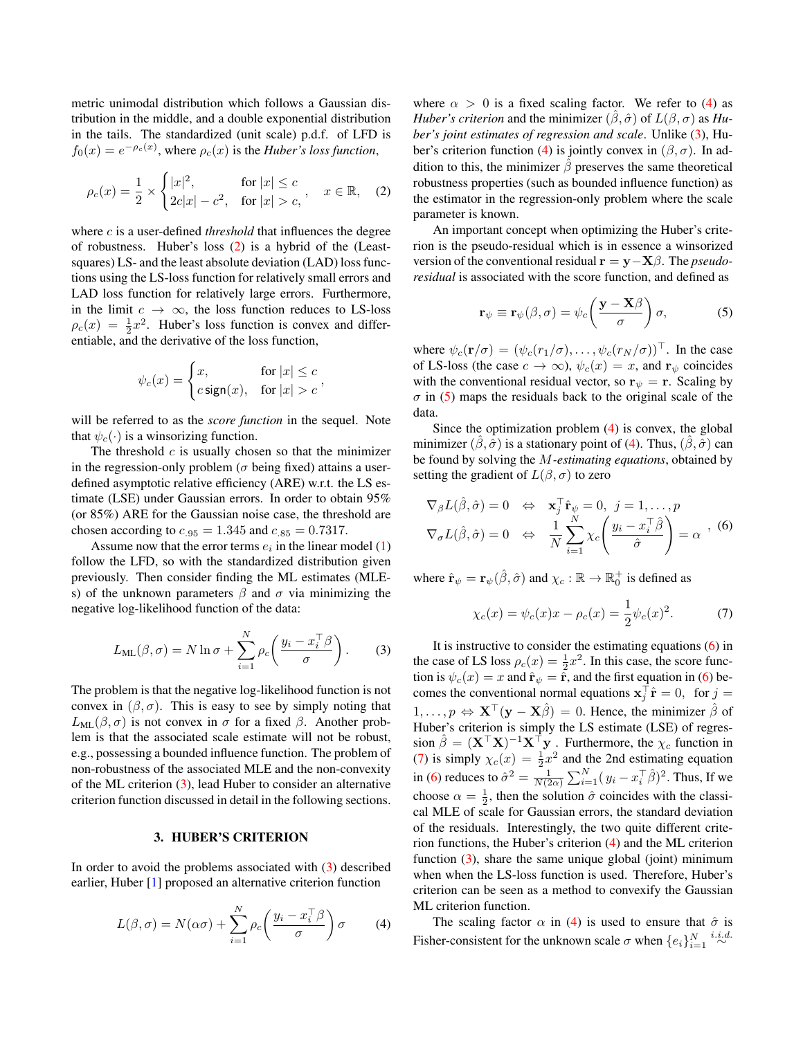metric unimodal distribution which follows a Gaussian distribution in the middle, and a double exponential distribution in the tails. The standardized (unit scale) p.d.f. of LFD is $f_0(x) = e^{-\rho_c(x)}$, where $\rho_c(x)$ is the *Huber's loss function*,

$$\rho_c(x) = \frac{1}{2} \times \begin{cases} |x|^2, & \text{for } |x| \le c \\ 2c|x| - c^2, & \text{for } |x| > c, \end{cases} \quad x \in \mathbb{R}, \qquad (2)$$

where $c$ is a user-defined *threshold* that influences the degree of robustness. Huber's loss (2) is a hybrid of the (Least-squares) LS- and the least absolute deviation (LAD) loss functions using the LS-loss function for relatively small errors and LAD loss function for relatively large errors. Furthermore, in the limit $c \to \infty$, the loss function reduces to LS-loss $\rho_c(x) = \frac{1}{2}x^2$. Huber's loss function is convex and differentiable, and the derivative of the loss function,

$$\psi_c(x) = \begin{cases} x, & \text{for } |x| \le c \\ c\,\mathsf{sign}(x), & \text{for } |x| > c \end{cases},$$

will be referred to as the *score function* in the sequel. Note that $\psi_c(\cdot)$ is a winsorizing function.

The threshold $c$ is usually chosen so that the minimizer in the regression-only problem ($\sigma$ being fixed) attains a user-defined asymptotic relative efficiency (ARE) w.r.t. the LS estimate (LSE) under Gaussian errors. In order to obtain 95% (or 85%) ARE for the Gaussian noise case, the threshold are chosen according to $c_{.95} = 1.345$ and $c_{.85} = 0.7317$.

Assume now that the error terms $e_i$ in the linear model (1) follow the LFD, so with the standardized distribution given previously. Then consider finding the ML estimates (MLEs) of the unknown parameters $\beta$ and $\sigma$ via minimizing the negative log-likelihood function of the data:

$$L_{\text{ML}}(\beta, \sigma) = N \ln \sigma + \sum_{i=1}^{N} \rho_c\bigg(\frac{y_i - x_i^\top \beta}{\sigma}\bigg). \qquad (3)$$

The problem is that the negative log-likelihood function is not convex in $(\beta, \sigma)$. This is easy to see by simply noting that $L_{\text{ML}}(\beta, \sigma)$ is not convex in $\sigma$ for a fixed $\beta$. Another problem is that the associated scale estimate will not be robust, e.g., possessing a bounded influence function. The problem of non-robustness of the associated MLE and the non-convexity of the ML criterion (3), lead Huber to consider an alternative criterion function discussed in detail in the following sections.

## 3. HUBER'S CRITERION

In order to avoid the problems associated with (3) described earlier, Huber [1] proposed an alternative criterion function

$$L(\beta, \sigma) = N(\alpha\sigma) + \sum_{i=1}^{N} \rho_c\bigg(\frac{y_i - x_i^\top \beta}{\sigma}\bigg)\sigma \qquad (4)$$

where $\alpha > 0$ is a fixed scaling factor. We refer to (4) as *Huber's criterion* and the minimizer $(\hat\beta, \hat\sigma)$ of $L(\beta, \sigma)$ as *Huber's joint estimates of regression and scale*. Unlike (3), Huber's criterion function (4) is jointly convex in $(\beta, \sigma)$. In addition to this, the minimizer $\hat\beta$ preserves the same theoretical robustness properties (such as bounded influence function) as the estimator in the regression-only problem where the scale parameter is known.

An important concept when optimizing the Huber's criterion is the pseudo-residual which is in essence a winsorized version of the conventional residual $\mathbf{r} = \mathbf{y} - \mathbf{X}\beta$. The *pseudo-residual* is associated with the score function, and defined as

$$\mathbf{r}_\psi \equiv \mathbf{r}_\psi(\beta, \sigma) = \psi_c\bigg(\frac{\mathbf{y} - \mathbf{X}\beta}{\sigma}\bigg)\sigma, \qquad (5)$$

where $\psi_c(\mathbf{r}/\sigma) = (\psi_c(r_1/\sigma), \ldots, \psi_c(r_N/\sigma))^\top$. In the case of LS-loss (the case $c \to \infty$), $\psi_c(x) = x$, and $\mathbf{r}_\psi$ coincides with the conventional residual vector, so $\mathbf{r}_\psi = \mathbf{r}$. Scaling by $\sigma$ in (5) maps the residuals back to the original scale of the data.

Since the optimization problem (4) is convex, the global minimizer $(\hat\beta, \hat\sigma)$ is a stationary point of (4). Thus, $(\hat\beta, \hat\sigma)$ can be found by solving the *M-estimating equations*, obtained by setting the gradient of $L(\beta, \sigma)$ to zero

$$\begin{aligned} \nabla_\beta L(\hat\beta, \hat\sigma) = 0 \quad &\Leftrightarrow \quad \mathbf{x}_j^\top \hat{\mathbf{r}}_\psi = 0, \;\; j = 1, \ldots, p \\ \nabla_\sigma L(\hat\beta, \hat\sigma) = 0 \quad &\Leftrightarrow \quad \frac{1}{N}\sum_{i=1}^{N} \chi_c\bigg(\frac{y_i - x_i^\top \hat\beta}{\hat\sigma}\bigg) = \alpha \end{aligned}, \qquad (6)$$

where $\hat{\mathbf{r}}_\psi = \mathbf{r}_\psi(\hat\beta, \hat\sigma)$ and $\chi_c : \mathbb{R} \to \mathbb{R}_0^+$ is defined as

$$\chi_c(x) = \psi_c(x)x - \rho_c(x) = \frac{1}{2}\psi_c(x)^2. \qquad (7)$$

It is instructive to consider the estimating equations (6) in the case of LS loss $\rho_c(x) = \frac{1}{2}x^2$. In this case, the score function is $\psi_c(x) = x$ and $\hat{\mathbf{r}}_\psi = \hat{\mathbf{r}}$, and the first equation in (6) becomes the conventional normal equations $\mathbf{x}_j^\top \hat{\mathbf{r}} = 0$, for $j = 1, \ldots, p \Leftrightarrow \mathbf{X}^\top(\mathbf{y} - \mathbf{X}\hat\beta) = 0$. Hence, the minimizer $\hat\beta$ of Huber's criterion is simply the LS estimate (LSE) of regression $\hat\beta = (\mathbf{X}^\top\mathbf{X})^{-1}\mathbf{X}^\top\mathbf{y}$ . Furthermore, the $\chi_c$ function in (7) is simply $\chi_c(x) = \frac{1}{2}x^2$ and the 2nd estimating equation in (6) reduces to $\hat\sigma^2 = \frac{1}{N(2\alpha)}\sum_{i=1}^{N}(y_i - x_i^\top\hat\beta)^2$. Thus, If we choose $\alpha = \frac{1}{2}$, then the solution $\hat\sigma$ coincides with the classical MLE of scale for Gaussian errors, the standard deviation of the residuals. Interestingly, the two quite different criterion functions, the Huber's criterion (4) and the ML criterion function (3), share the same unique global (joint) minimum when when the LS-loss function is used. Therefore, Huber's criterion can be seen as a method to convexify the Gaussian ML criterion function.

The scaling factor $\alpha$ in (4) is used to ensure that $\hat\sigma$ is Fisher-consistent for the unknown scale $\sigma$ when $\{e_i\}_{i=1}^N \overset{i.i.d.}{\sim}$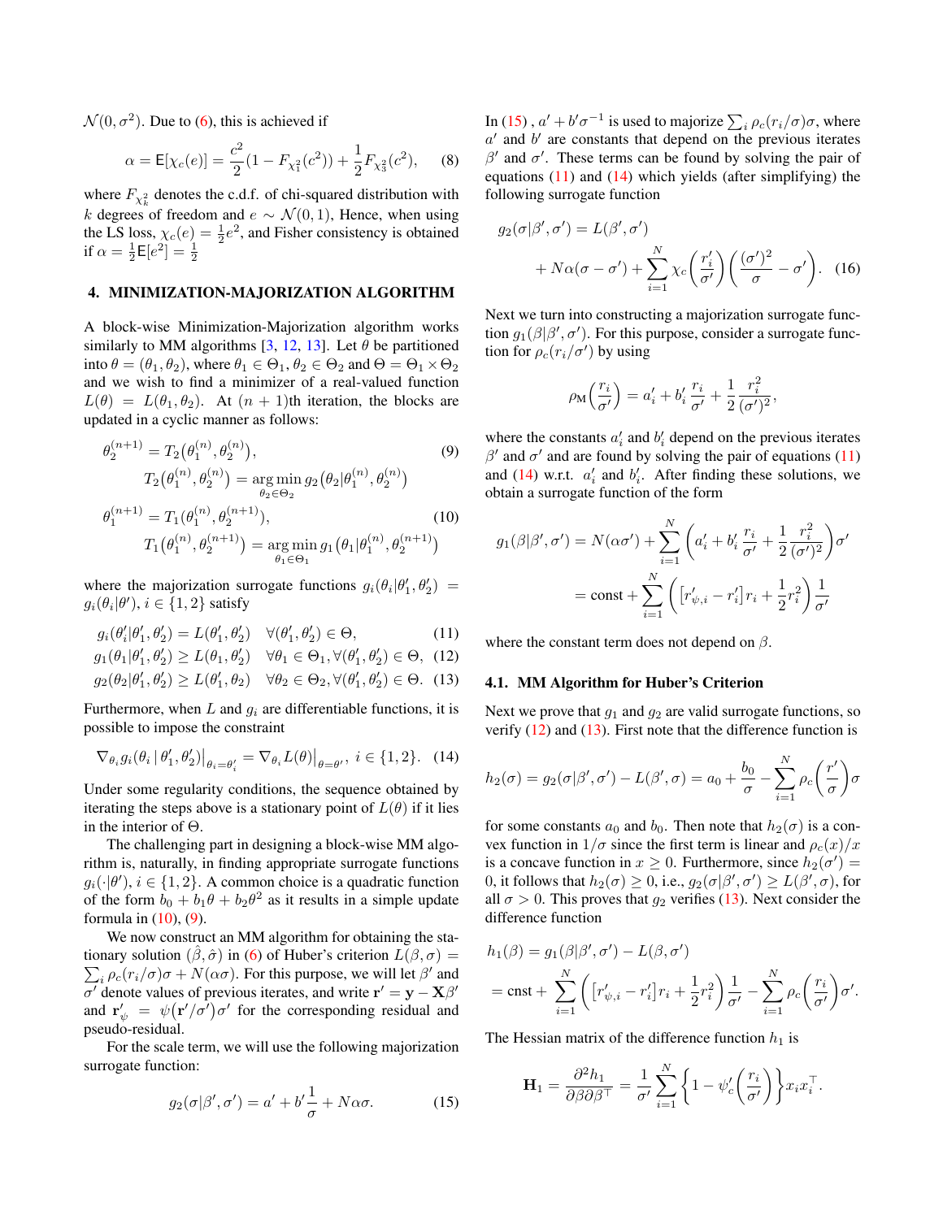$\mathcal{N}(0, \sigma^2)$. Due to (6), this is achieved if

$$\alpha = \mathsf{E}[\chi_c(e)] = \frac{c^2}{2}(1 - F_{\chi_1^2}(c^2)) + \frac{1}{2}F_{\chi_3^2}(c^2), \tag{8}$$

where $F_{\chi_k^2}$ denotes the c.d.f. of chi-squared distribution with $k$ degrees of freedom and $e \sim \mathcal{N}(0, 1)$, Hence, when using the LS loss, $\chi_c(e) = \frac{1}{2}e^2$, and Fisher consistency is obtained if $\alpha = \frac{1}{2}\mathsf{E}[e^2] = \frac{1}{2}$

## 4. MINIMIZATION-MAJORIZATION ALGORITHM

A block-wise Minimization-Majorization algorithm works similarly to MM algorithms [3, 12, 13]. Let $\theta$ be partitioned into $\theta = (\theta_1, \theta_2)$, where $\theta_1 \in \Theta_1, \theta_2 \in \Theta_2$ and $\Theta = \Theta_1 \times \Theta_2$ and we wish to find a minimizer of a real-valued function $L(\theta) = L(\theta_1, \theta_2)$. At $(n+1)$th iteration, the blocks are updated in a cyclic manner as follows:

$$\theta_2^{(n+1)} = T_2\big(\theta_1^{(n)}, \theta_2^{(n)}\big), \tag{9}$$
$$T_2\big(\theta_1^{(n)}, \theta_2^{(n)}\big) = \underset{\theta_2 \in \Theta_2}{\arg\min}\, g_2\big(\theta_2 | \theta_1^{(n)}, \theta_2^{(n)}\big)$$
$$\theta_1^{(n+1)} = T_1\big(\theta_1^{(n)}, \theta_2^{(n+1)}\big), \tag{10}$$
$$T_1\big(\theta_1^{(n)}, \theta_2^{(n+1)}\big) = \underset{\theta_1 \in \Theta_1}{\arg\min}\, g_1\big(\theta_1 | \theta_1^{(n)}, \theta_2^{(n+1)}\big)$$

where the majorization surrogate functions $g_i(\theta_i | \theta_1', \theta_2') = g_i(\theta_i | \theta')$, $i \in \{1, 2\}$ satisfy

$$g_i(\theta_i' | \theta_1', \theta_2') = L(\theta_1', \theta_2') \quad \forall(\theta_1', \theta_2') \in \Theta, \tag{11}$$
$$g_1(\theta_1 | \theta_1', \theta_2') \geq L(\theta_1, \theta_2') \quad \forall \theta_1 \in \Theta_1, \forall(\theta_1', \theta_2') \in \Theta, \tag{12}$$
$$g_2(\theta_2 | \theta_1', \theta_2') \geq L(\theta_1', \theta_2) \quad \forall \theta_2 \in \Theta_2, \forall(\theta_1', \theta_2') \in \Theta. \tag{13}$$

Furthermore, when $L$ and $g_i$ are differentiable functions, it is possible to impose the constraint

$$\nabla_{\theta_i} g_i(\theta_i \,|\, \theta_1', \theta_2')\big|_{\theta_i = \theta_i'} = \nabla_{\theta_i} L(\theta)\big|_{\theta = \theta'}, \; i \in \{1, 2\}. \tag{14}$$

Under some regularity conditions, the sequence obtained by iterating the steps above is a stationary point of $L(\theta)$ if it lies in the interior of $\Theta$.

The challenging part in designing a block-wise MM algorithm is, naturally, in finding appropriate surrogate functions $g_i(\cdot|\theta')$, $i \in \{1, 2\}$. A common choice is a quadratic function of the form $b_0 + b_1\theta + b_2\theta^2$ as it results in a simple update formula in (10), (9).

We now construct an MM algorithm for obtaining the stationary solution $(\hat\beta, \hat\sigma)$ in (6) of Huber's criterion $L(\beta, \sigma) = \sum_i \rho_c(r_i/\sigma)\sigma + N(\alpha\sigma)$. For this purpose, we will let $\beta'$ and $\sigma'$ denote values of previous iterates, and write $\mathbf{r}' = \mathbf{y} - \mathbf{X}\beta'$ and $\mathbf{r}_\psi' = \psi\big(\mathbf{r}'/\sigma'\big)\sigma'$ for the corresponding residual and pseudo-residual.

For the scale term, we will use the following majorization surrogate function:

$$g_2(\sigma | \beta', \sigma') = a' + b'\frac{1}{\sigma} + N\alpha\sigma. \tag{15}$$

In (15) , $a' + b'\sigma^{-1}$ is used to majorize $\sum_i \rho_c(r_i/\sigma)\sigma$, where $a'$ and $b'$ are constants that depend on the previous iterates $\beta'$ and $\sigma'$. These terms can be found by solving the pair of equations (11) and (14) which yields (after simplifying) the following surrogate function

$$g_2(\sigma | \beta', \sigma') = L(\beta', \sigma') + N\alpha(\sigma - \sigma') + \sum_{i=1}^N \chi_c\left(\frac{r_i'}{\sigma'}\right)\left(\frac{(\sigma')^2}{\sigma} - \sigma'\right). \tag{16}$$

Next we turn into constructing a majorization surrogate function $g_1(\beta|\beta', \sigma')$. For this purpose, consider a surrogate function for $\rho_c(r_i/\sigma')$ by using

$$\rho_{\mathrm{M}}\left(\frac{r_i}{\sigma'}\right) = a_i' + b_i'\frac{r_i}{\sigma'} + \frac{1}{2}\frac{r_i^2}{(\sigma')^2},$$

where the constants $a_i'$ and $b_i'$ depend on the previous iterates $\beta'$ and $\sigma'$ and are found by solving the pair of equations (11) and (14) w.r.t. $a_i'$ and $b_i'$. After finding these solutions, we obtain a surrogate function of the form

$$g_1(\beta|\beta', \sigma') = N(\alpha\sigma') + \sum_{i=1}^N \left(a_i' + b_i'\frac{r_i}{\sigma'} + \frac{1}{2}\frac{r_i^2}{(\sigma')^2}\right)\sigma'$$
$$= \text{const} + \sum_{i=1}^N \left(\big[r_{\psi,i}' - r_i'\big]r_i + \frac{1}{2}r_i^2\right)\frac{1}{\sigma'}$$

where the constant term does not depend on $\beta$.

### 4.1. MM Algorithm for Huber's Criterion

Next we prove that $g_1$ and $g_2$ are valid surrogate functions, so verify (12) and (13). First note that the difference function is

$$h_2(\sigma) = g_2(\sigma|\beta', \sigma') - L(\beta', \sigma) = a_0 + \frac{b_0}{\sigma} - \sum_{i=1}^N \rho_c\left(\frac{r'}{\sigma}\right)\sigma$$

for some constants $a_0$ and $b_0$. Then note that $h_2(\sigma)$ is a convex function in $1/\sigma$ since the first term is linear and $\rho_c(x)/x$ is a concave function in $x \geq 0$. Furthermore, since $h_2(\sigma') = 0$, it follows that $h_2(\sigma) \geq 0$, i.e., $g_2(\sigma|\beta', \sigma') \geq L(\beta', \sigma)$, for all $\sigma > 0$. This proves that $g_2$ verifies (13). Next consider the difference function

$$h_1(\beta) = g_1(\beta|\beta', \sigma') - L(\beta, \sigma')$$
$$= \text{const} + \sum_{i=1}^N \left(\big[r_{\psi,i}' - r_i'\big]r_i + \frac{1}{2}r_i^2\right)\frac{1}{\sigma'} - \sum_{i=1}^N \rho_c\left(\frac{r_i}{\sigma'}\right)\sigma'.$$

The Hessian matrix of the difference function $h_1$ is

$$\mathbf{H}_1 = \frac{\partial^2 h_1}{\partial\beta\partial\beta^\top} = \frac{1}{\sigma'}\sum_{i=1}^N \left\{1 - \psi_c'\left(\frac{r_i}{\sigma'}\right)\right\}x_i x_i^\top.$$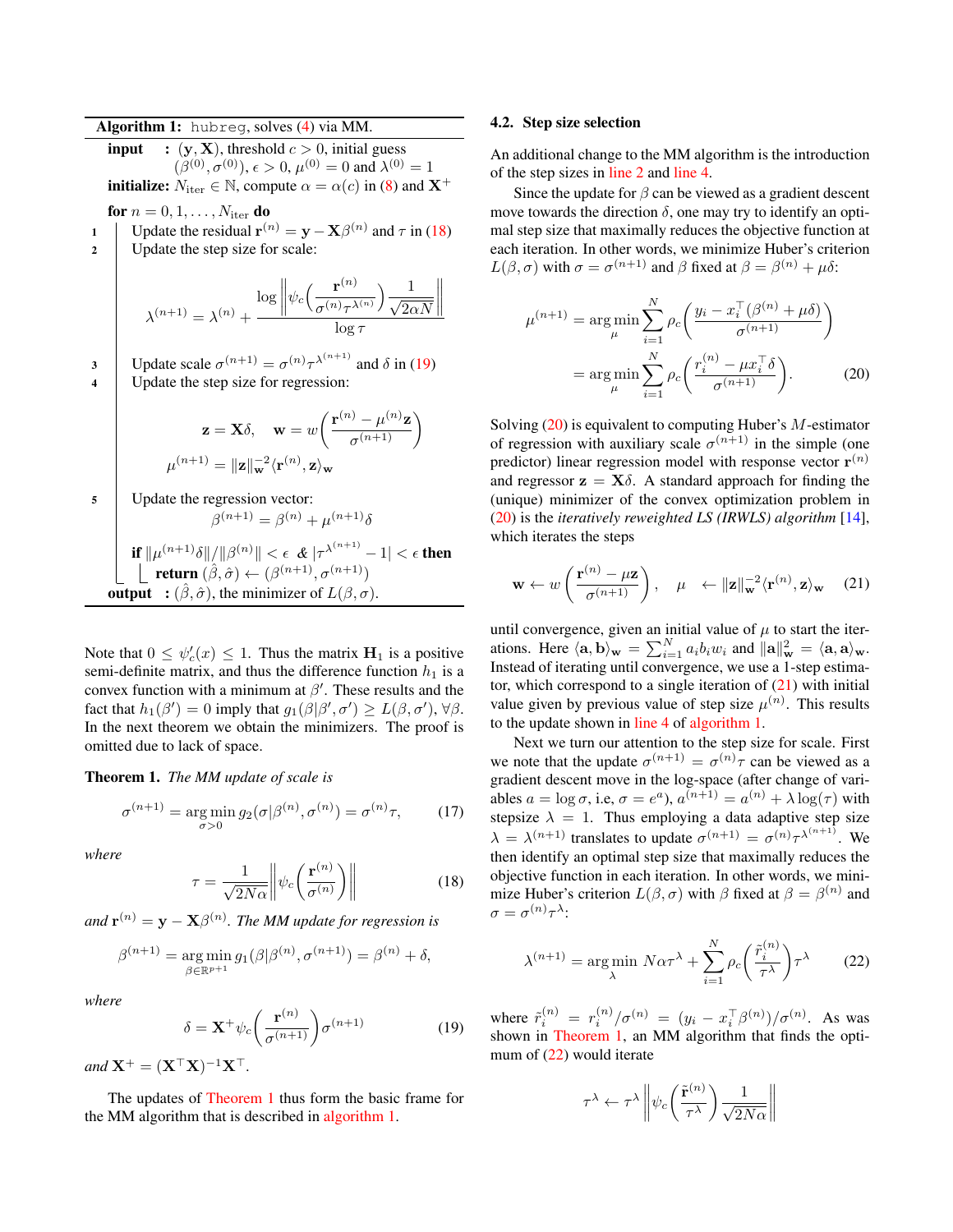**Algorithm 1:** `hubreg`, solves (4) via MM.

**input** : $(\mathbf{y}, \mathbf{X})$, threshold $c > 0$, initial guess $(\beta^{(0)}, \sigma^{(0)})$, $\epsilon > 0$, $\mu^{(0)} = 0$ and $\lambda^{(0)} = 1$

**initialize:** $N_{\text{iter}} \in \mathbb{N}$, compute $\alpha = \alpha(c)$ in (8) and $\mathbf{X}^+$

**for** $n = 0, 1, \ldots, N_{\text{iter}}$ **do**

1. Update the residual $\mathbf{r}^{(n)} = \mathbf{y} - \mathbf{X}\beta^{(n)}$ and $\tau$ in (18)
2. Update the step size for scale:
$$\lambda^{(n+1)} = \lambda^{(n)} + \frac{\log \left\| \psi_c\left(\frac{\mathbf{r}^{(n)}}{\sigma^{(n)} \tau^{\lambda^{(n)}}}\right) \frac{1}{\sqrt{2\alpha N}} \right\|}{\log \tau}$$
3. Update scale $\sigma^{(n+1)} = \sigma^{(n)} \tau^{\lambda^{(n+1)}}$ and $\delta$ in (19)
4. Update the step size for regression:
$$\mathbf{z} = \mathbf{X}\delta, \quad \mathbf{w} = w\left(\frac{\mathbf{r}^{(n)} - \mu^{(n)}\mathbf{z}}{\sigma^{(n+1)}}\right)$$
$$\mu^{(n+1)} = \|\mathbf{z}\|_{\mathbf{w}}^{-2} \langle \mathbf{r}^{(n)}, \mathbf{z} \rangle_{\mathbf{w}}$$
5. Update the regression vector:
$$\beta^{(n+1)} = \beta^{(n)} + \mu^{(n+1)}\delta$$

   **if** $\|\mu^{(n+1)}\delta\| / \|\beta^{(n)}\| < \epsilon$ & $|\tau^{\lambda^{(n+1)}} - 1| < \epsilon$ **then**
   
   **return** $(\hat{\beta}, \hat{\sigma}) \leftarrow (\beta^{(n+1)}, \sigma^{(n+1)})$

**output** : $(\hat{\beta}, \hat{\sigma})$, the minimizer of $L(\beta, \sigma)$.

Note that $0 \leq \psi_c'(x) \leq 1$. Thus the matrix $\mathbf{H}_1$ is a positive semi-definite matrix, and thus the difference function $h_1$ is a convex function with a minimum at $\beta'$. These results and the fact that $h_1(\beta') = 0$ imply that $g_1(\beta|\beta', \sigma') \geq L(\beta, \sigma'), \forall \beta$. In the next theorem we obtain the minimizers. The proof is omitted due to lack of space.

**Theorem 1.** *The MM update of scale is*

$$\sigma^{(n+1)} = \underset{\sigma > 0}{\arg\min}\, g_2(\sigma|\beta^{(n)}, \sigma^{(n)}) = \sigma^{(n)}\tau, \tag{17}$$

*where*

$$\tau = \frac{1}{\sqrt{2N\alpha}} \left\| \psi_c\left(\frac{\mathbf{r}^{(n)}}{\sigma^{(n)}}\right) \right\| \tag{18}$$

*and* $\mathbf{r}^{(n)} = \mathbf{y} - \mathbf{X}\beta^{(n)}$. *The MM update for regression is*

$$\beta^{(n+1)} = \underset{\beta \in \mathbb{R}^{p+1}}{\arg\min}\, g_1(\beta|\beta^{(n)}, \sigma^{(n+1)}) = \beta^{(n)} + \delta,$$

*where*

$$\delta = \mathbf{X}^+ \psi_c\left(\frac{\mathbf{r}^{(n)}}{\sigma^{(n+1)}}\right) \sigma^{(n+1)} \tag{19}$$

*and* $\mathbf{X}^+ = (\mathbf{X}^\top \mathbf{X})^{-1} \mathbf{X}^\top$.

The updates of Theorem 1 thus form the basic frame for the MM algorithm that is described in algorithm 1.

### 4.2. Step size selection

An additional change to the MM algorithm is the introduction of the step sizes in line 2 and line 4.

Since the update for $\beta$ can be viewed as a gradient descent move towards the direction $\delta$, one may try to identify an optimal step size that maximally reduces the objective function at each iteration. In other words, we minimize Huber's criterion $L(\beta, \sigma)$ with $\sigma = \sigma^{(n+1)}$ and $\beta$ fixed at $\beta = \beta^{(n)} + \mu\delta$:

$$\begin{aligned} \mu^{(n+1)} &= \underset{\mu}{\arg\min} \sum_{i=1}^N \rho_c\left(\frac{y_i - x_i^\top(\beta^{(n)} + \mu\delta)}{\sigma^{(n+1)}}\right) \\ &= \underset{\mu}{\arg\min} \sum_{i=1}^N \rho_c\left(\frac{r_i^{(n)} - \mu x_i^\top \delta}{\sigma^{(n+1)}}\right). \end{aligned} \tag{20}$$

Solving (20) is equivalent to computing Huber's $M$-estimator of regression with auxiliary scale $\sigma^{(n+1)}$ in the simple (one predictor) linear regression model with response vector $\mathbf{r}^{(n)}$ and regressor $\mathbf{z} = \mathbf{X}\delta$. A standard approach for finding the (unique) minimizer of the convex optimization problem in (20) is the *iteratively reweighted LS (IRWLS) algorithm* [14], which iterates the steps

$$\mathbf{w} \leftarrow w\left(\frac{\mathbf{r}^{(n)} - \mu\mathbf{z}}{\sigma^{(n+1)}}\right), \quad \mu \leftarrow \|\mathbf{z}\|_{\mathbf{w}}^{-2} \langle \mathbf{r}^{(n)}, \mathbf{z} \rangle_{\mathbf{w}} \tag{21}$$

until convergence, given an initial value of $\mu$ to start the iterations. Here $\langle \mathbf{a}, \mathbf{b} \rangle_{\mathbf{w}} = \sum_{i=1}^N a_i b_i w_i$ and $\|\mathbf{a}\|_{\mathbf{w}}^2 = \langle \mathbf{a}, \mathbf{a} \rangle_{\mathbf{w}}$. Instead of iterating until convergence, we use a 1-step estimator, which correspond to a single iteration of (21) with initial value given by previous value of step size $\mu^{(n)}$. This results to the update shown in line 4 of algorithm 1.

Next we turn our attention to the step size for scale. First we note that the update $\sigma^{(n+1)} = \sigma^{(n)}\tau$ can be viewed as a gradient descent move in the log-space (after change of variables $a = \log \sigma$, i.e, $\sigma = e^a$), $a^{(n+1)} = a^{(n)} + \lambda \log(\tau)$ with stepsize $\lambda = 1$. Thus employing a data adaptive step size $\lambda = \lambda^{(n+1)}$ translates to update $\sigma^{(n+1)} = \sigma^{(n)} \tau^{\lambda^{(n+1)}}$. We then identify an optimal step size that maximally reduces the objective function in each iteration. In other words, we minimize Huber's criterion $L(\beta, \sigma)$ with $\beta$ fixed at $\beta = \beta^{(n)}$ and $\sigma = \sigma^{(n)}\tau^\lambda$:

$$\lambda^{(n+1)} = \underset{\lambda}{\arg\min}\, N\alpha\tau^\lambda + \sum_{i=1}^N \rho_c\left(\frac{\tilde{r}_i^{(n)}}{\tau^\lambda}\right)\tau^\lambda \tag{22}$$

where $\tilde{r}_i^{(n)} = r_i^{(n)}/\sigma^{(n)} = (y_i - x_i^\top \beta^{(n)})/\sigma^{(n)}$. As was shown in Theorem 1, an MM algorithm that finds the optimum of (22) would iterate

$$\tau^\lambda \leftarrow \tau^\lambda \left\| \psi_c\left(\frac{\tilde{\mathbf{r}}^{(n)}}{\tau^\lambda}\right) \frac{1}{\sqrt{2N\alpha}} \right\|$$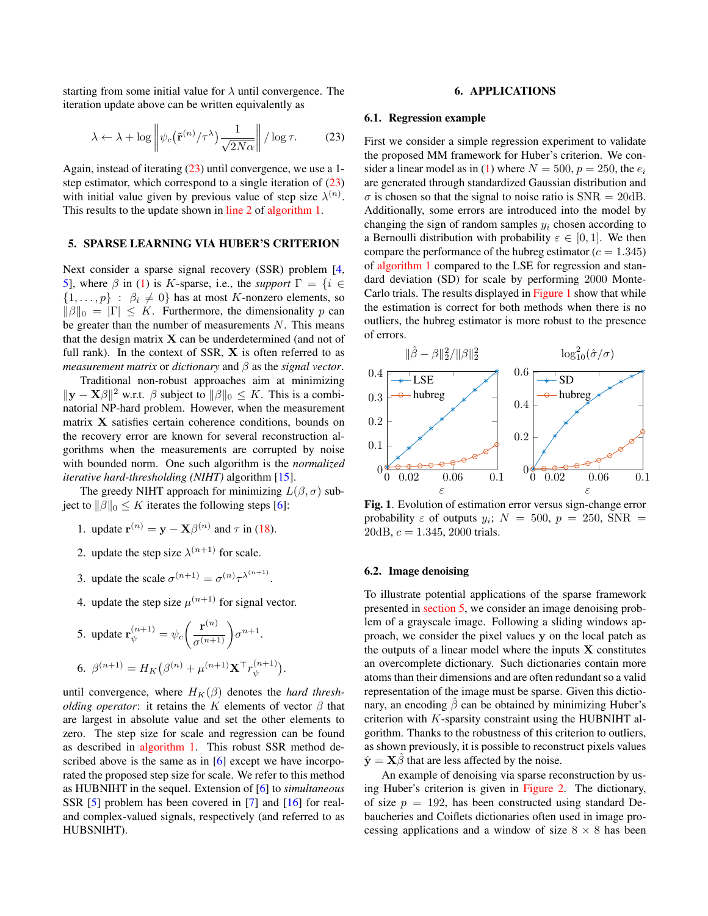starting from some initial value for $\lambda$ until convergence. The iteration update above can be written equivalently as

$$\lambda \leftarrow \lambda + \log \left\| \psi_c\big(\tilde{\mathbf{r}}^{(n)}/\tau^{\lambda}\big) \frac{1}{\sqrt{2N\alpha}} \right\| / \log \tau. \tag{23}$$

Again, instead of iterating (23) until convergence, we use a 1-step estimator, which correspond to a single iteration of (23) with initial value given by previous value of step size $\lambda^{(n)}$. This results to the update shown in line 2 of algorithm 1.

## 5. SPARSE LEARNING VIA HUBER'S CRITERION

Next consider a sparse signal recovery (SSR) problem [4, 5], where $\beta$ in (1) is $K$-sparse, i.e., the *support* $\Gamma = \{i \in \{1, \ldots, p\} : \beta_i \neq 0\}$ has at most $K$-nonzero elements, so $\|\beta\|_0 = |\Gamma| \leq K$. Furthermore, the dimensionality $p$ can be greater than the number of measurements $N$. This means that the design matrix $\mathbf{X}$ can be underdetermined (and not of full rank). In the context of SSR, $\mathbf{X}$ is often referred to as *measurement matrix* or *dictionary* and $\beta$ as the *signal vector*.

Traditional non-robust approaches aim at minimizing $\|\mathbf{y} - \mathbf{X}\beta\|^2$ w.r.t. $\beta$ subject to $\|\beta\|_0 \leq K$. This is a combinatorial NP-hard problem. However, when the measurement matrix $\mathbf{X}$ satisfies certain coherence conditions, bounds on the recovery error are known for several reconstruction algorithms when the measurements are corrupted by noise with bounded norm. One such algorithm is the *normalized iterative hard-thresholding (NIHT)* algorithm [15].

The greedy NIHT approach for minimizing $L(\beta, \sigma)$ subject to $\|\beta\|_0 \leq K$ iterates the following steps [6]:

1. update $\mathbf{r}^{(n)} = \mathbf{y} - \mathbf{X}\beta^{(n)}$ and $\tau$ in (18).
2. update the step size $\lambda^{(n+1)}$ for scale.
3. update the scale $\sigma^{(n+1)} = \sigma^{(n)}\tau^{\lambda^{(n+1)}}$.
4. update the step size $\mu^{(n+1)}$ for signal vector.
5. update $\mathbf{r}_{\psi}^{(n+1)} = \psi_c\left(\dfrac{\mathbf{r}^{(n)}}{\sigma^{(n+1)}}\right)\sigma^{n+1}$.
6. $\beta^{(n+1)} = H_K\big(\beta^{(n)} + \mu^{(n+1)}\mathbf{X}^\top r_{\psi}^{(n+1)}\big)$.

until convergence, where $H_K(\beta)$ denotes the *hard thresholding operator*: it retains the $K$ elements of vector $\beta$ that are largest in absolute value and set the other elements to zero. The step size for scale and regression can be found as described in algorithm 1. This robust SSR method described above is the same as in [6] except we have incorporated the proposed step size for scale. We refer to this method as HUBNIHT in the sequel. Extension of [6] to *simultaneous* SSR [5] problem has been covered in [7] and [16] for real- and complex-valued signals, respectively (and referred to as HUBSNIHT).

## 6. APPLICATIONS

### 6.1. Regression example

First we consider a simple regression experiment to validate the proposed MM framework for Huber's criterion. We consider a linear model as in (1) where $N = 500$, $p = 250$, the $e_i$ are generated through standardized Gaussian distribution and $\sigma$ is chosen so that the signal to noise ratio is SNR $= 20$dB. Additionally, some errors are introduced into the model by changing the sign of random samples $y_i$ chosen according to a Bernoulli distribution with probability $\varepsilon \in [0, 1]$. We then compare the performance of the hubreg estimator ($c = 1.345$) of algorithm 1 compared to the LSE for regression and standard deviation (SD) for scale by performing 2000 Monte-Carlo trials. The results displayed in Figure 1 show that while the estimation is correct for both methods when there is no outliers, the hubreg estimator is more robust to the presence of errors.

**Fig. 1**. Evolution of estimation error versus sign-change error probability $\varepsilon$ of outputs $y_i$; $N = 500$, $p = 250$, SNR $=$ 20dB, $c = 1.345$, 2000 trials.

### 6.2. Image denoising

To illustrate potential applications of the sparse framework presented in section 5, we consider an image denoising problem of a grayscale image. Following a sliding windows approach, we consider the pixel values $\mathbf{y}$ on the local patch as the outputs of a linear model where the inputs $\mathbf{X}$ constitutes an overcomplete dictionary. Such dictionaries contain more atoms than their dimensions and are often redundant so a valid representation of the image must be sparse. Given this dictionary, an encoding $\hat{\beta}$ can be obtained by minimizing Huber's criterion with $K$-sparsity constraint using the HUBNIHT algorithm. Thanks to the robustness of this criterion to outliers, as shown previously, it is possible to reconstruct pixels values $\hat{\mathbf{y}} = \mathbf{X}\hat{\beta}$ that are less affected by the noise.

An example of denoising via sparse reconstruction by using Huber's criterion is given in Figure 2. The dictionary, of size $p = 192$, has been constructed using standard Debaucheries and Coiflets dictionaries often used in image processing applications and a window of size $8 \times 8$ has been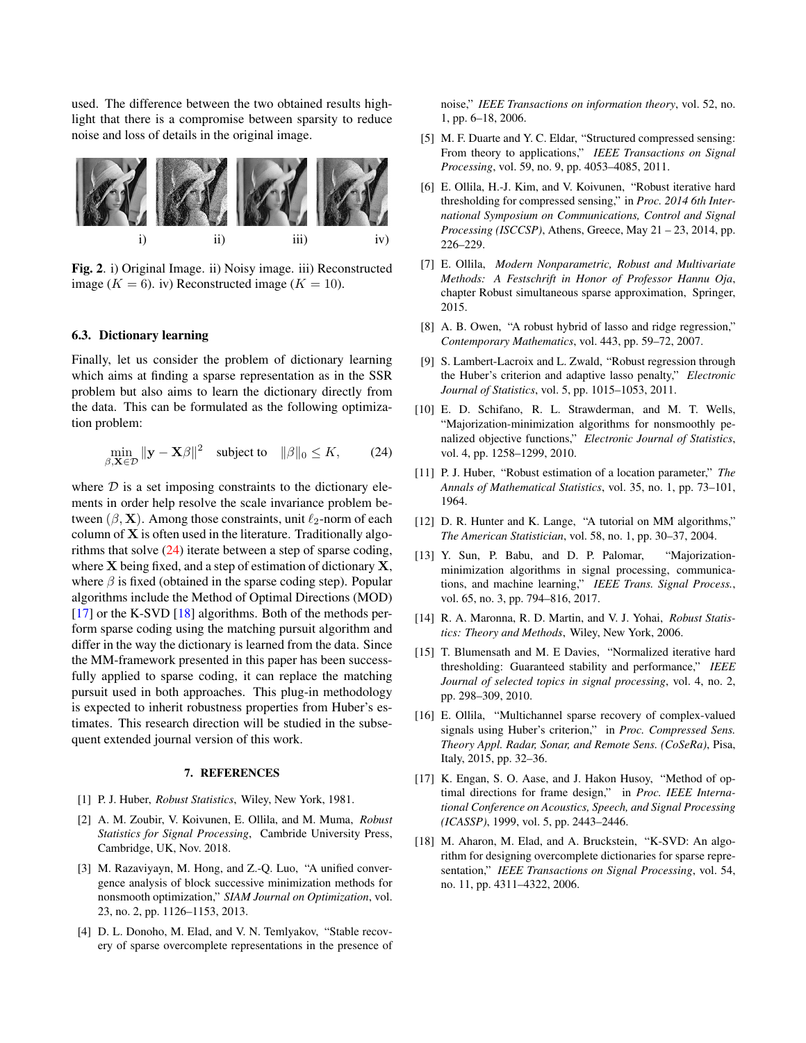used. The difference between the two obtained results highlight that there is a compromise between sparsity to reduce noise and loss of details in the original image.

i) ii) iii) iv)

**Fig. 2**. i) Original Image. ii) Noisy image. iii) Reconstructed image ($K = 6$). iv) Reconstructed image ($K = 10$).

### 6.3. Dictionary learning

Finally, let us consider the problem of dictionary learning which aims at finding a sparse representation as in the SSR problem but also aims to learn the dictionary directly from the data. This can be formulated as the following optimization problem:

$$\min_{\beta, \mathbf{X} \in \mathcal{D}} \|\mathbf{y} - \mathbf{X}\beta\|^2 \quad \text{subject to} \quad \|\beta\|_0 \leq K, \tag{24}$$

where $\mathcal{D}$ is a set imposing constraints to the dictionary elements in order help resolve the scale invariance problem between $(\beta, \mathbf{X})$. Among those constraints, unit $\ell_2$-norm of each column of $\mathbf{X}$ is often used in the literature. Traditionally algorithms that solve (24) iterate between a step of sparse coding, where $\mathbf{X}$ being fixed, and a step of estimation of dictionary $\mathbf{X}$, where $\beta$ is fixed (obtained in the sparse coding step). Popular algorithms include the Method of Optimal Directions (MOD) [17] or the K-SVD [18] algorithms. Both of the methods perform sparse coding using the matching pursuit algorithm and differ in the way the dictionary is learned from the data. Since the MM-framework presented in this paper has been successfully applied to sparse coding, it can replace the matching pursuit used in both approaches. This plug-in methodology is expected to inherit robustness properties from Huber's estimates. This research direction will be studied in the subsequent extended journal version of this work.

## 7. REFERENCES

[1] P. J. Huber, *Robust Statistics*, Wiley, New York, 1981.

[2] A. M. Zoubir, V. Koivunen, E. Ollila, and M. Muma, *Robust Statistics for Signal Processing*, Cambride University Press, Cambridge, UK, Nov. 2018.

[3] M. Razaviyayn, M. Hong, and Z.-Q. Luo, "A unified convergence analysis of block successive minimization methods for nonsmooth optimization," *SIAM Journal on Optimization*, vol. 23, no. 2, pp. 1126–1153, 2013.

[4] D. L. Donoho, M. Elad, and V. N. Temlyakov, "Stable recovery of sparse overcomplete representations in the presence of noise," *IEEE Transactions on information theory*, vol. 52, no. 1, pp. 6–18, 2006.

[5] M. F. Duarte and Y. C. Eldar, "Structured compressed sensing: From theory to applications," *IEEE Transactions on Signal Processing*, vol. 59, no. 9, pp. 4053–4085, 2011.

[6] E. Ollila, H.-J. Kim, and V. Koivunen, "Robust iterative hard thresholding for compressed sensing," in *Proc. 2014 6th International Symposium on Communications, Control and Signal Processing (ISCCSP)*, Athens, Greece, May 21 – 23, 2014, pp. 226–229.

[7] E. Ollila, *Modern Nonparametric, Robust and Multivariate Methods: A Festschrift in Honor of Professor Hannu Oja*, chapter Robust simultaneous sparse approximation, Springer, 2015.

[8] A. B. Owen, "A robust hybrid of lasso and ridge regression," *Contemporary Mathematics*, vol. 443, pp. 59–72, 2007.

[9] S. Lambert-Lacroix and L. Zwald, "Robust regression through the Huber's criterion and adaptive lasso penalty," *Electronic Journal of Statistics*, vol. 5, pp. 1015–1053, 2011.

[10] E. D. Schifano, R. L. Strawderman, and M. T. Wells, "Majorization-minimization algorithms for nonsmoothly penalized objective functions," *Electronic Journal of Statistics*, vol. 4, pp. 1258–1299, 2010.

[11] P. J. Huber, "Robust estimation of a location parameter," *The Annals of Mathematical Statistics*, vol. 35, no. 1, pp. 73–101, 1964.

[12] D. R. Hunter and K. Lange, "A tutorial on MM algorithms," *The American Statistician*, vol. 58, no. 1, pp. 30–37, 2004.

[13] Y. Sun, P. Babu, and D. P. Palomar, "Majorization-minimization algorithms in signal processing, communications, and machine learning," *IEEE Trans. Signal Process.*, vol. 65, no. 3, pp. 794–816, 2017.

[14] R. A. Maronna, R. D. Martin, and V. J. Yohai, *Robust Statistics: Theory and Methods*, Wiley, New York, 2006.

[15] T. Blumensath and M. E Davies, "Normalized iterative hard thresholding: Guaranteed stability and performance," *IEEE Journal of selected topics in signal processing*, vol. 4, no. 2, pp. 298–309, 2010.

[16] E. Ollila, "Multichannel sparse recovery of complex-valued signals using Huber's criterion," in *Proc. Compressed Sens. Theory Appl. Radar, Sonar, and Remote Sens. (CoSeRa)*, Pisa, Italy, 2015, pp. 32–36.

[17] K. Engan, S. O. Aase, and J. Hakon Husoy, "Method of optimal directions for frame design," in *Proc. IEEE International Conference on Acoustics, Speech, and Signal Processing (ICASSP)*, 1999, vol. 5, pp. 2443–2446.

[18] M. Aharon, M. Elad, and A. Bruckstein, "K-SVD: An algorithm for designing overcomplete dictionaries for sparse representation," *IEEE Transactions on Signal Processing*, vol. 54, no. 11, pp. 4311–4322, 2006.